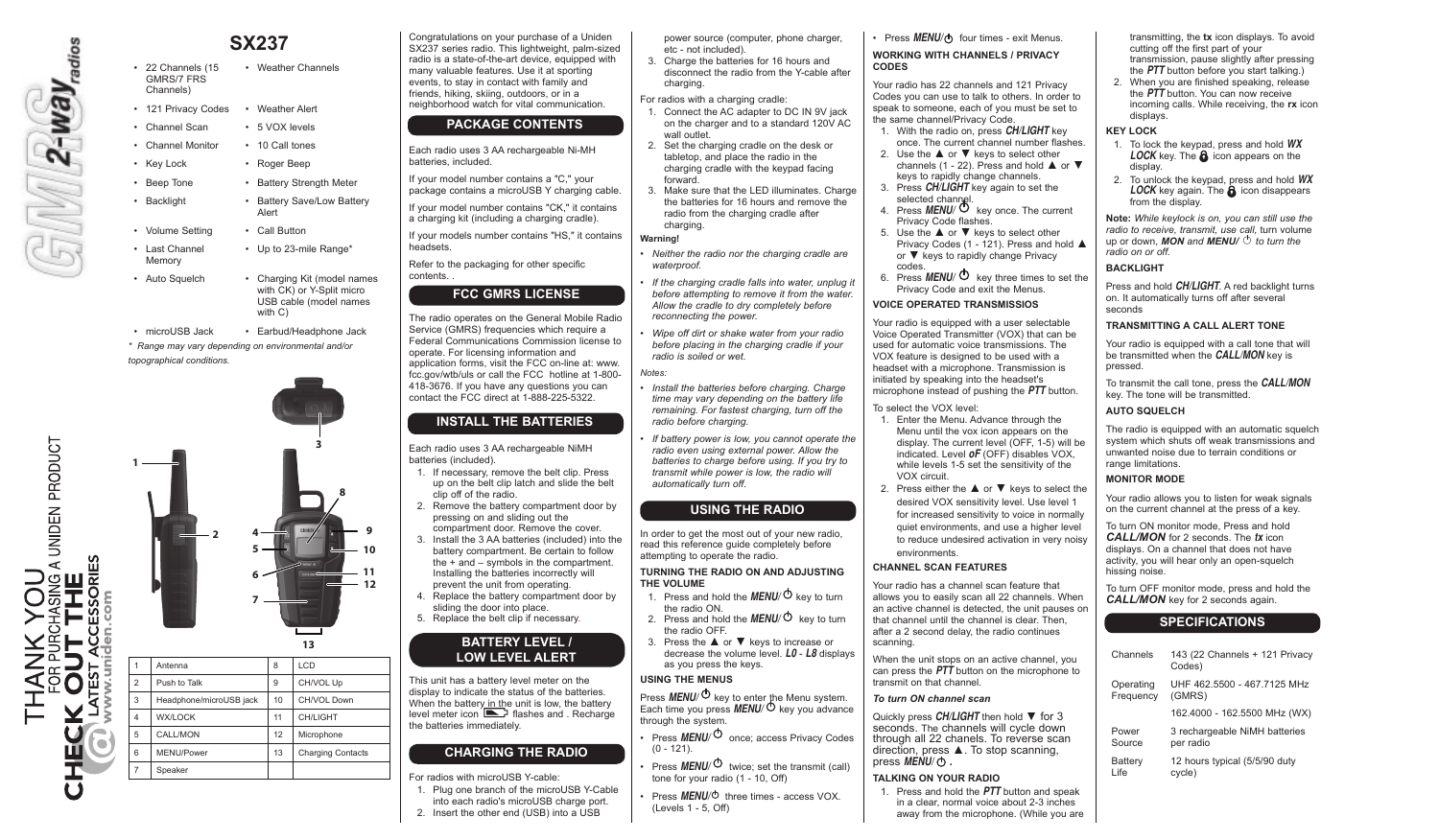GMRS 2-way radios

THANK YOU FOR PURCHASING A UNIDEN PRODUCT

CHECK OUT THE LATEST ACCESSORIES

www.uniden.com

# SX237

- 22 Channels (15 GMRS/7 FRS Channels)
- Weather Channels
- 121 Privacy Codes
- Weather Alert
- Channel Scan
- 5 VOX levels
- Channel Monitor
- 10 Call tones
- Key Lock
- Roger Beep
- Beep Tone
- Battery Strength Meter
- Backlight
- Battery Save/Low Battery Alert
- Volume Setting
- Call Button
- Last Channel Memory
- Up to 23-mile Range*
- Auto Squelch
- Charging Kit (model names with CK) or Y-Split micro USB cable (model names with C)
- microUSB Jack
- Earbud/Headphone Jack

*\* Range may vary depending on environmental and/or topographical conditions.*

| | | | |
|---|---|---|---|
| 1 | Antenna | 8 | LCD |
| 2 | Push to Talk | 9 | CH/VOL Up |
| 3 | Headphone/microUSB jack | 10 | CH/VOL Down |
| 4 | WX/LOCK | 11 | CH/LIGHT |
| 5 | CALL/MON | 12 | Microphone |
| 6 | MENU/Power | 13 | Charging Contacts |
| 7 | Speaker | | |

Congratulations on your purchase of a Uniden SX237 series radio. This lightweight, palm-sized radio is a state-of-the-art device, equipped with many valuable features. Use it at sporting events, to stay in contact with family and friends, hiking, skiing, outdoors, or in a neighborhood watch for vital communication.

## PACKAGE CONTENTS

Each radio uses 3 AA rechargeable Ni-MH batteries, included.

If your model number contains a "C," your package contains a microUSB Y charging cable.

If your model number contains "CK," it contains a charging kit (including a charging cradle).

If your models number contains "HS," it contains headsets.

Refer to the packaging for other specific contents. .

## FCC GMRS LICENSE

The radio operates on the General Mobile Radio Service (GMRS) frequencies which require a Federal Communications Commission license to operate. For licensing information and application forms, visit the FCC on-line at: www.fcc.gov/wtb/uls or call the FCC hotline at 1-800-418-3676. If you have any questions you can contact the FCC direct at 1-888-225-5322.

## INSTALL THE BATTERIES

Each radio uses 3 AA rechargeable NiMH batteries (included).

1. If necessary, remove the belt clip. Press up on the belt clip latch and slide the belt clip off of the radio.
2. Remove the battery compartment door by pressing on and sliding out the compartment door. Remove the cover.
3. Install the 3 AA batteries (included) into the battery compartment. Be certain to follow the + and – symbols in the compartment. Installing the batteries incorrectly will prevent the unit from operating.
4. Replace the battery compartment door by sliding the door into place.
5. Replace the belt clip if necessary.

## BATTERY LEVEL / LOW LEVEL ALERT

This unit has a battery level meter on the display to indicate the status of the batteries. When the battery in the unit is low, the battery level meter icon flashes and . Recharge the batteries immediately.

## CHARGING THE RADIO

For radios with microUSB Y-cable:

1. Plug one branch of the microUSB Y-Cable into each radio's microUSB charge port.
2. Insert the other end (USB) into a USB power source (computer, phone charger, etc - not included).
3. Charge the batteries for 16 hours and disconnect the radio from the Y-cable after charging.

For radios with a charging cradle:

1. Connect the AC adapter to DC IN 9V jack on the charger and to a standard 120V AC wall outlet.
2. Set the charging cradle on the desk or tabletop, and place the radio in the charging cradle with the keypad facing forward.
3. Make sure that the LED illuminates. Charge the batteries for 16 hours and remove the radio from the charging cradle after charging.

**Warning!**

- *Neither the radio nor the charging cradle are waterproof.*
- *If the charging cradle falls into water, unplug it before attempting to remove it from the water. Allow the cradle to dry completely before reconnecting the power.*
- *Wipe off dirt or shake water from your radio before placing in the charging cradle if your radio is soiled or wet.*

*Notes:*

- *Install the batteries before charging. Charge time may vary depending on the battery life remaining. For fastest charging, turn off the radio before charging.*
- *If battery power is low, you cannot operate the radio even using external power. Allow the batteries to charge before using. If you try to transmit while power is low, the radio will automatically turn off.*

## USING THE RADIO

In order to get the most out of your new radio, read this reference guide completely before attempting to operate the radio.

### TURNING THE RADIO ON AND ADJUSTING THE VOLUME

1. Press and hold the ***MENU/*** key to turn the radio ON.
2. Press and hold the ***MENU/*** key to turn the radio OFF.
3. Press the ▲ or ▼ keys to increase or decrease the volume level. ***L0*** - ***L8*** displays as you press the keys.

### USING THE MENUS

Press ***MENU/*** key to enter the Menu system. Each time you press ***MENU/*** key you advance through the system.

- Press ***MENU/*** once; access Privacy Codes (0 - 121).
- Press ***MENU/*** twice; set the transmit (call) tone for your radio (1 - 10, Off)
- Press ***MENU/*** three times - access VOX. (Levels 1 - 5, Off)
- Press ***MENU/*** four times - exit Menus.

### WORKING WITH CHANNELS / PRIVACY CODES

Your radio has 22 channels and 121 Privacy Codes you can use to talk to others. In order to speak to someone, each of you must be set to the same channel/Privacy Code.

1. With the radio on, press ***CH/LIGHT*** key once. The current channel number flashes.
2. Use the ▲ or ▼ keys to select other channels (1 - 22). Press and hold ▲ or ▼ keys to rapidly change channels.
3. Press ***CH/LIGHT*** key again to set the selected channel.
4. Press ***MENU/*** key once. The current Privacy Code flashes.
5. Use the ▲ or ▼ keys to select other Privacy Codes (1 - 121). Press and hold ▲ or ▼ keys to rapidly change Privacy codes.
6. Press ***MENU/*** key three times to set the Privacy Code and exit the Menus.

### VOICE OPERATED TRANSMISSIOS

Your radio is equipped with a user selectable Voice Operated Transmitter (VOX) that can be used for automatic voice transmissions. The VOX feature is designed to be used with a headset with a microphone. Transmission is initiated by speaking into the headset's microphone instead of pushing the ***PTT*** button.

To select the VOX level:

1. Enter the Menu. Advance through the Menu until the vox icon appears on the display. The current level (OFF, 1-5) will be indicated. Level ***oF*** (OFF) disables VOX, while levels 1-5 set the sensitivity of the VOX circuit.
2. Press either the ▲ or ▼ keys to select the desired VOX sensitivity level. Use level 1 for increased sensitivity to voice in normally quiet environments, and use a higher level to reduce undesired activation in very noisy environments.

### CHANNEL SCAN FEATURES

Your radio has a channel scan feature that allows you to easily scan all 22 channels. When an active channel is detected, the unit pauses on that channel until the channel is clear. Then, after a 2 second delay, the radio continues scanning.

When the unit stops on an active channel, you can press the ***PTT*** button on the microphone to transmit on that channel.

*To turn ON channel scan*

Quickly press ***CH/LIGHT*** then hold ▼ for 3 seconds. The channels will cycle down through all 22 channels. To reverse scan direction, press ▲. To stop scanning, press ***MENU/*** .

### TALKING ON YOUR RADIO

1. Press and hold the ***PTT*** button and speak in a clear, normal voice about 2-3 inches away from the microphone. (While you are transmitting, the **tx** icon displays. To avoid cutting off the first part of your transmission, pause slightly after pressing the ***PTT*** button before you start talking.)
2. When you are finished speaking, release the ***PTT*** button. You can now receive incoming calls. While receiving, the **rx** icon displays.

### KEY LOCK

1. To lock the keypad, press and hold ***WX LOCK*** key. The icon appears on the display.
2. To unlock the keypad, press and hold ***WX LOCK*** key again. The icon disappears from the display.

**Note:** *While keylock is on, you can still use the radio to receive, transmit, use call, turn volume up or down, **MON** and **MENU/** to turn the radio on or off.*

### BACKLIGHT

Press and hold ***CH/LIGHT***. A red backlight turns on. It automatically turns off after several seconds

### TRANSMITTING A CALL ALERT TONE

Your radio is equipped with a call tone that will be transmitted when the ***CALL/MON*** key is pressed.

To transmit the call tone, press the ***CALL/MON*** key. The tone will be transmitted.

### AUTO SQUELCH

The radio is equipped with an automatic squelch system which shuts off weak transmissions and unwanted noise due to terrain conditions or range limitations.

### MONITOR MODE

Your radio allows you to listen for weak signals on the current channel at the press of a key.

To turn ON monitor mode, Press and hold ***CALL/MON*** for 2 seconds. The **tx** icon displays. On a channel that does not have activity, you will hear only an open-squelch hissing noise.

To turn OFF monitor mode, press and hold the ***CALL/MON*** key for 2 seconds again.

## SPECIFICATIONS

| | |
|---|---|
| Channels | 143 (22 Channels + 121 Privacy Codes) |
| Operating Frequency | UHF 462.5500 - 467.7125 MHz (GMRS) |
| | 162.4000 - 162.5500 MHz (WX) |
| Power Source | 3 rechargeable NiMH batteries per radio |
| Battery Life | 12 hours typical (5/5/90 duty cycle) |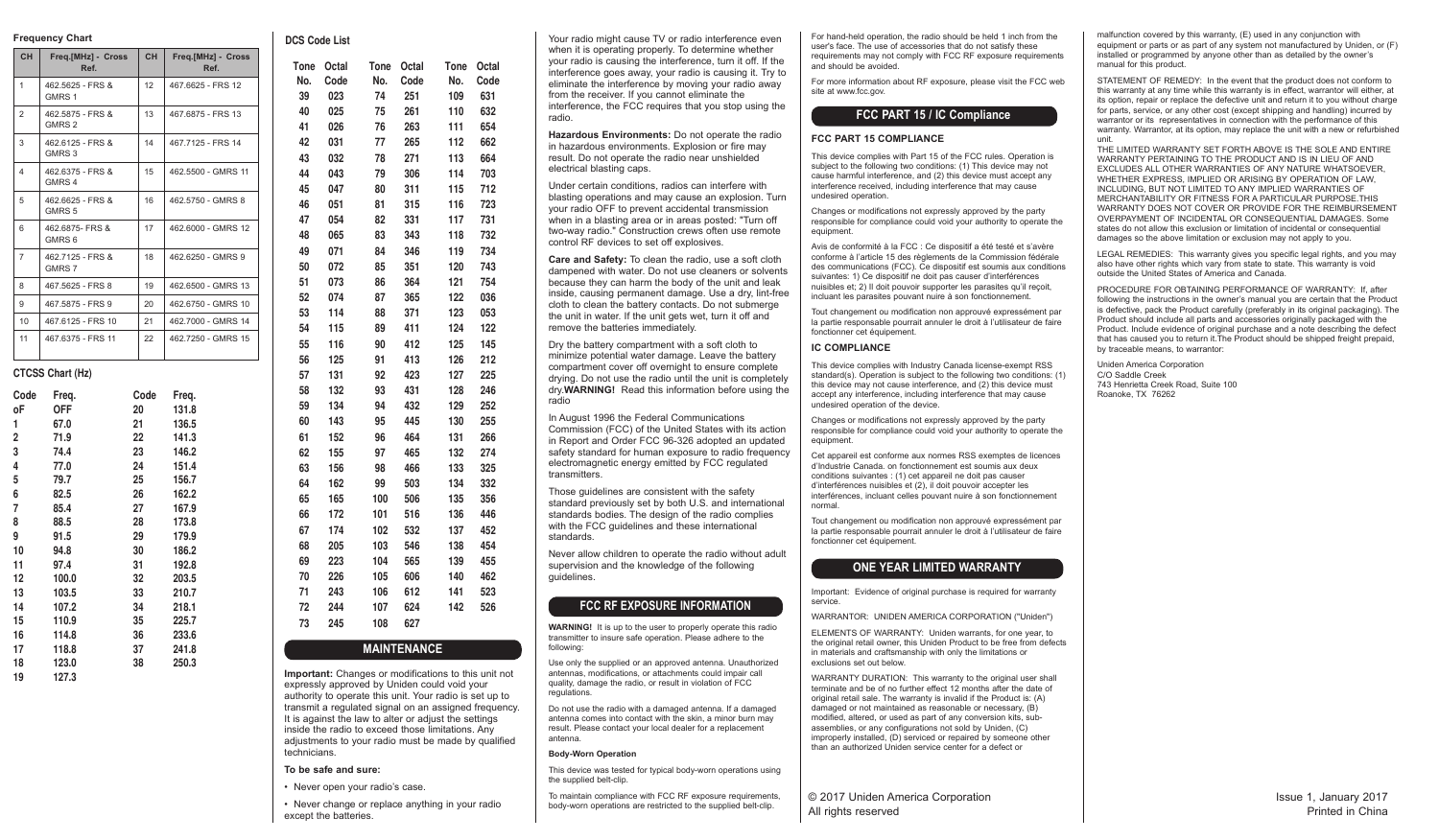**Frequency Chart**

| CH | Freq.[MHz] - Cross Ref. | CH | Freq.[MHz] - Cross Ref. |
|---|---|---|---|
| 1 | 462.5625 - FRS & GMRS 1 | 12 | 467.6625 - FRS 12 |
| 2 | 462.5875 - FRS & GMRS 2 | 13 | 467.6875 - FRS 13 |
| 3 | 462.6125 - FRS & GMRS 3 | 14 | 467.7125 - FRS 14 |
| 4 | 462.6375 - FRS & GMRS 4 | 15 | 462.5500 - GMRS 11 |
| 5 | 462.6625 - FRS & GMRS 5 | 16 | 462.5750 - GMRS 8 |
| 6 | 462.6875- FRS & GMRS 6 | 17 | 462.6000 - GMRS 12 |
| 7 | 462.7125 - FRS & GMRS 7 | 18 | 462.6250 - GMRS 9 |
| 8 | 467.5625 - FRS 8 | 19 | 462.6500 - GMRS 13 |
| 9 | 467.5875 - FRS 9 | 20 | 462.6750 - GMRS 10 |
| 10 | 467.6125 - FRS 10 | 21 | 462.7000 - GMRS 14 |
| 11 | 467.6375 - FRS 11 | 22 | 462.7250 - GMRS 15 |

**CTCSS Chart (Hz)**

| Code | Freq. | Code | Freq. |
|---|---|---|---|
| oF | OFF | 20 | 131.8 |
| 1 | 67.0 | 21 | 136.5 |
| 2 | 71.9 | 22 | 141.3 |
| 3 | 74.4 | 23 | 146.2 |
| 4 | 77.0 | 24 | 151.4 |
| 5 | 79.7 | 25 | 156.7 |
| 6 | 82.5 | 26 | 162.2 |
| 7 | 85.4 | 27 | 167.9 |
| 8 | 88.5 | 28 | 173.8 |
| 9 | 91.5 | 29 | 179.9 |
| 10 | 94.8 | 30 | 186.2 |
| 11 | 97.4 | 31 | 192.8 |
| 12 | 100.0 | 32 | 203.5 |
| 13 | 103.5 | 33 | 210.7 |
| 14 | 107.2 | 34 | 218.1 |
| 15 | 110.9 | 35 | 225.7 |
| 16 | 114.8 | 36 | 233.6 |
| 17 | 118.8 | 37 | 241.8 |
| 18 | 123.0 | 38 | 250.3 |
| 19 | 127.3 | | |

**DCS Code List**

| Tone No. | Octal Code | Tone No. | Octal Code | Tone No. | Octal Code |
|---|---|---|---|---|---|
| 39 | 023 | 74 | 251 | 109 | 631 |
| 40 | 025 | 75 | 261 | 110 | 632 |
| 41 | 026 | 76 | 263 | 111 | 654 |
| 42 | 031 | 77 | 265 | 112 | 662 |
| 43 | 032 | 78 | 271 | 113 | 664 |
| 44 | 043 | 79 | 306 | 114 | 703 |
| 45 | 047 | 80 | 311 | 115 | 712 |
| 46 | 051 | 81 | 315 | 116 | 723 |
| 47 | 054 | 82 | 331 | 117 | 731 |
| 48 | 065 | 83 | 343 | 118 | 732 |
| 49 | 071 | 84 | 346 | 119 | 734 |
| 50 | 072 | 85 | 351 | 120 | 743 |
| 51 | 073 | 86 | 364 | 121 | 754 |
| 52 | 074 | 87 | 365 | 122 | 036 |
| 53 | 114 | 88 | 371 | 123 | 053 |
| 54 | 115 | 89 | 411 | 124 | 122 |
| 55 | 116 | 90 | 412 | 125 | 145 |
| 56 | 125 | 91 | 413 | 126 | 212 |
| 57 | 131 | 92 | 423 | 127 | 225 |
| 58 | 132 | 93 | 431 | 128 | 246 |
| 59 | 134 | 94 | 432 | 129 | 252 |
| 60 | 143 | 95 | 445 | 130 | 255 |
| 61 | 152 | 96 | 464 | 131 | 266 |
| 62 | 155 | 97 | 465 | 132 | 274 |
| 63 | 156 | 98 | 466 | 133 | 325 |
| 64 | 162 | 99 | 503 | 134 | 332 |
| 65 | 165 | 100 | 506 | 135 | 356 |
| 66 | 172 | 101 | 516 | 136 | 446 |
| 67 | 174 | 102 | 532 | 137 | 452 |
| 68 | 205 | 103 | 546 | 138 | 454 |
| 69 | 223 | 104 | 565 | 139 | 455 |
| 70 | 226 | 105 | 606 | 140 | 462 |
| 71 | 243 | 106 | 612 | 141 | 523 |
| 72 | 244 | 107 | 624 | 142 | 526 |
| 73 | 245 | 108 | 627 | | |

## MAINTENANCE

**Important:** Changes or modifications to this unit not expressly approved by Uniden could void your authority to operate this unit. Your radio is set up to transmit a regulated signal on an assigned frequency. It is against the law to alter or adjust the settings inside the radio to exceed those limitations. Any adjustments to your radio must be made by qualified technicians.

**To be safe and sure:**

- Never open your radio's case.
- Never change or replace anything in your radio except the batteries.

Your radio might cause TV or radio interference even when it is operating properly. To determine whether your radio is causing the interference, turn it off. If the interference goes away, your radio is causing it. Try to eliminate the interference by moving your radio away from the receiver. If you cannot eliminate the interference, the FCC requires that you stop using the radio.

**Hazardous Environments:** Do not operate the radio in hazardous environments. Explosion or fire may result. Do not operate the radio near unshielded electrical blasting caps.

Under certain conditions, radios can interfere with blasting operations and may cause an explosion. Turn your radio OFF to prevent accidental transmission when in a blasting area or in areas posted: "Turn off two-way radio." Construction crews often use remote control RF devices to set off explosives.

**Care and Safety:** To clean the radio, use a soft cloth dampened with water. Do not use cleaners or solvents because they can harm the body of the unit and leak inside, causing permanent damage. Use a dry, lint-free cloth to clean the battery contacts. Do not submerge the unit in water. If the unit gets wet, turn it off and remove the batteries immediately.

Dry the battery compartment with a soft cloth to minimize potential water damage. Leave the battery compartment cover off overnight to ensure complete drying. Do not use the radio until the unit is completely dry.**WARNING!** Read this information before using the radio

In August 1996 the Federal Communications Commission (FCC) of the United States with its action in Report and Order FCC 96-326 adopted an updated safety standard for human exposure to radio frequency electromagnetic energy emitted by FCC regulated transmitters.

Those guidelines are consistent with the safety standard previously set by both U.S. and international standards bodies. The design of the radio complies with the FCC guidelines and these international standards.

Never allow children to operate the radio without adult supervision and the knowledge of the following guidelines.

## FCC RF EXPOSURE INFORMATION

**WARNING!** It is up to the user to properly operate this radio transmitter to insure safe operation. Please adhere to the following:

Use only the supplied or an approved antenna. Unauthorized antennas, modifications, or attachments could impair call quality, damage the radio, or result in violation of FCC regulations.

Do not use the radio with a damaged antenna. If a damaged antenna comes into contact with the skin, a minor burn may result. Please contact your local dealer for a replacement antenna.

**Body-Worn Operation**

This device was tested for typical body-worn operations using the supplied belt-clip.

To maintain compliance with FCC RF exposure requirements, body-worn operations are restricted to the supplied belt-clip.

For hand-held operation, the radio should be held 1 inch from the user's face. The use of accessories that do not satisfy these requirements may not comply with FCC RF exposure requirements and should be avoided.

For more information about RF exposure, please visit the FCC web site at www.fcc.gov.

## FCC PART 15 / IC Compliance

### FCC PART 15 COMPLIANCE

This device complies with Part 15 of the FCC rules. Operation is subject to the following two conditions: (1) This device may not cause harmful interference, and (2) this device must accept any interference received, including interference that may cause undesired operation.

Changes or modifications not expressly approved by the party responsible for compliance could void your authority to operate the equipment.

Avis de conformité à la FCC : Ce dispositif a été testé et s'avère conforme à l'article 15 des règlements de la Commission fédérale des communications (FCC). Ce dispositif est soumis aux conditions suivantes: 1) Ce dispositif ne doit pas causer d'interférences nuisibles et; 2) Il doit pouvoir supporter les parasites qu'il reçoit, incluant les parasites pouvant nuire à son fonctionnement.

Tout changement ou modification non approuvé expressément par la partie responsable pourrait annuler le droit à l'utilisateur de faire fonctionner cet équipement.

### IC COMPLIANCE

This device complies with Industry Canada license-exempt RSS standard(s). Operation is subject to the following two conditions: (1) this device may not cause interference, and (2) this device must accept any interference, including interference that may cause undesired operation of the device.

Changes or modifications not expressly approved by the party responsible for compliance could void your authority to operate the equipment.

Cet appareil est conforme aux normes RSS exemptes de licences d'Industrie Canada. on fonctionnement est soumis aux deux conditions suivantes : (1) cet appareil ne doit pas causer d'interférences nuisibles et (2), il doit pouvoir accepter les interférences, incluant celles pouvant nuire à son fonctionnement normal.

Tout changement ou modification non approuvé expressément par la partie responsable pourrait annuler le droit à l'utilisateur de faire fonctionner cet équipement.

## ONE YEAR LIMITED WARRANTY

Important: Evidence of original purchase is required for warranty service.

WARRANTOR: UNIDEN AMERICA CORPORATION ("Uniden")

ELEMENTS OF WARRANTY: Uniden warrants, for one year, to the original retail owner, this Uniden Product to be free from defects in materials and craftsmanship with only the limitations or exclusions set out below.

WARRANTY DURATION: This warranty to the original user shall terminate and be of no further effect 12 months after the date of original retail sale. The warranty is invalid if the Product is: (A) damaged or not maintained as reasonable or necessary, (B) modified, altered, or used as part of any conversion kits, sub-assemblies, or any configurations not sold by Uniden, (C) improperly installed, (D) serviced or repaired by someone other than an authorized Uniden service center for a defect or malfunction covered by this warranty, (E) used in any conjunction with equipment or parts or as part of any system not manufactured by Uniden, or (F) installed or programmed by anyone other than as detailed by the owner's manual for this product.

STATEMENT OF REMEDY: In the event that the product does not conform to this warranty at any time while this warranty is in effect, warrantor will either, at its option, repair or replace the defective unit and return it to you without charge for parts, service, or any other cost (except shipping and handling) incurred by warrantor or its representatives in connection with the performance of this warranty. Warrantor, at its option, may replace the unit with a new or refurbished unit.

THE LIMITED WARRANTY SET FORTH ABOVE IS THE SOLE AND ENTIRE WARRANTY PERTAINING TO THE PRODUCT AND IS IN LIEU OF AND EXCLUDES ALL OTHER WARRANTIES OF ANY NATURE WHATSOEVER, WHETHER EXPRESS, IMPLIED OR ARISING BY OPERATION OF LAW, INCLUDING, BUT NOT LIMITED TO ANY IMPLIED WARRANTIES OF MERCHANTABILITY OR FITNESS FOR A PARTICULAR PURPOSE.THIS WARRANTY DOES NOT COVER OR PROVIDE FOR THE REIMBURSEMENT OVERPAYMENT OF INCIDENTAL OR CONSEQUENTIAL DAMAGES. Some states do not allow this exclusion or limitation of incidental or consequential damages so the above limitation or exclusion may not apply to you.

LEGAL REMEDIES: This warranty gives you specific legal rights, and you may also have other rights which vary from state to state. This warranty is void outside the United States of America and Canada.

PROCEDURE FOR OBTAINING PERFORMANCE OF WARRANTY: If, after following the instructions in the owner's manual you are certain that the Product is defective, pack the Product carefully (preferably in its original packaging). The Product should include all parts and accessories originally packaged with the Product. Include evidence of original purchase and a note describing the defect that has caused you to return it.The Product should be shipped freight prepaid, by traceable means, to warrantor:

Uniden America Corporation
C/O Saddle Creek
743 Henrietta Creek Road, Suite 100
Roanoke, TX 76262

© 2017 Uniden America Corporation
All rights reserved

Issue 1, January 2017
Printed in China